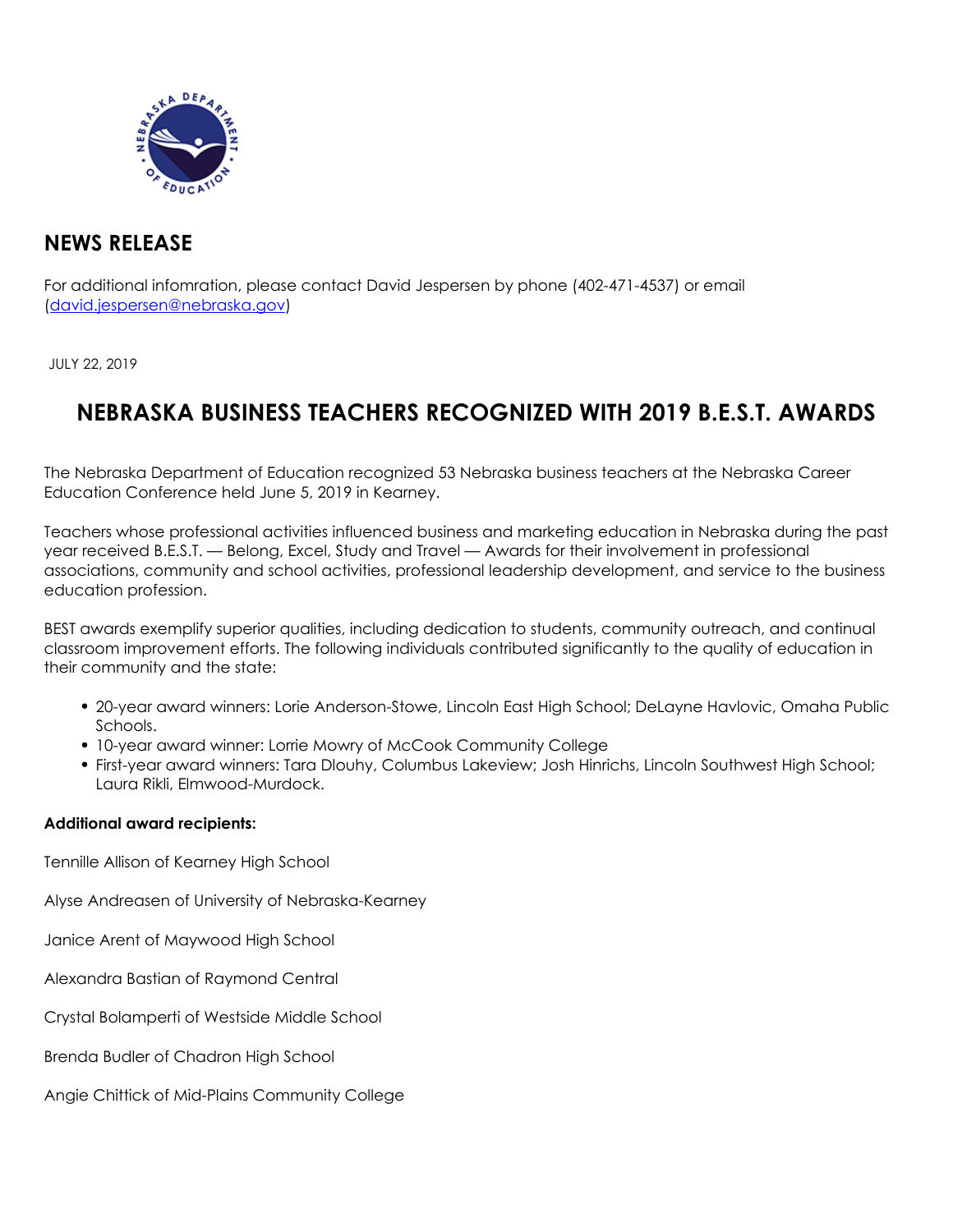## NEWS RELEASE

For additional infomration, please contact David Jespersen by phone (402-471-4537) or email (david.jespersen@nebraska.gov)

JULY 22, 2019

# NEBRASKA BUSINESS TEACHERS RECOGNIZED WITH 2019 B.E.S.T. AWARDS

The Nebraska Department of Education recognized 53 Nebraska business teachers at the Nebraska Career Education Conference held June 5, 2019 in Kearney.

Teachers whose professional activities influenced business and marketing education in Nebraska during the past year received B.E.S.T. — Belong, Excel, Study and Travel — Awards for their involvement in professional associations, community and school activities, professional leadership development, and service to the business education profession.

BEST awards exemplify superior qualities, including dedication to students, community outreach, and continual classroom improvement efforts. The following individuals contributed significantly to the quality of education in their community and the state:

- 20-year award winners: Lorie Anderson-Stowe, Lincoln East High School; DeLayne Havlovic, Omaha Public Schools.
- 10-year award winner: Lorrie Mowry of McCook Community College
- First-year award winners: Tara Dlouhy, Columbus Lakeview; Josh Hinrichs, Lincoln Southwest High School; Laura Rikli, Elmwood-Murdock.

**Additional award recipients:**

Tennille Allison of Kearney High School

Alyse Andreasen of University of Nebraska-Kearney

Janice Arent of Maywood High School

Alexandra Bastian of Raymond Central

Crystal Bolamperti of Westside Middle School

Brenda Budler of Chadron High School

Angie Chittick of Mid-Plains Community College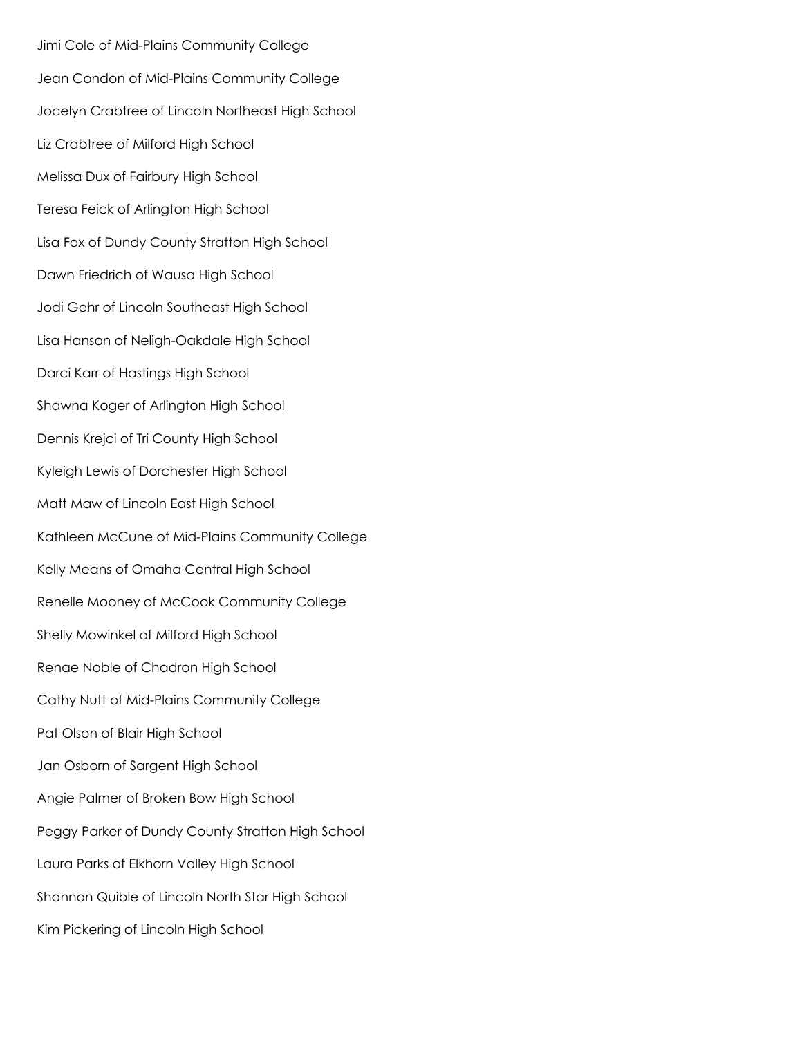Jimi Cole of Mid-Plains Community College

Jean Condon of Mid-Plains Community College

Jocelyn Crabtree of Lincoln Northeast High School

Liz Crabtree of Milford High School

Melissa Dux of Fairbury High School

Teresa Feick of Arlington High School

Lisa Fox of Dundy County Stratton High School

Dawn Friedrich of Wausa High School

Jodi Gehr of Lincoln Southeast High School

Lisa Hanson of Neligh-Oakdale High School

Darci Karr of Hastings High School

Shawna Koger of Arlington High School

Dennis Krejci of Tri County High School

Kyleigh Lewis of Dorchester High School

Matt Maw of Lincoln East High School

Kathleen McCune of Mid-Plains Community College

Kelly Means of Omaha Central High School

Renelle Mooney of McCook Community College

Shelly Mowinkel of Milford High School

Renae Noble of Chadron High School

Cathy Nutt of Mid-Plains Community College

Pat Olson of Blair High School

Jan Osborn of Sargent High School

Angie Palmer of Broken Bow High School

Peggy Parker of Dundy County Stratton High School

Laura Parks of Elkhorn Valley High School

Shannon Quible of Lincoln North Star High School

Kim Pickering of Lincoln High School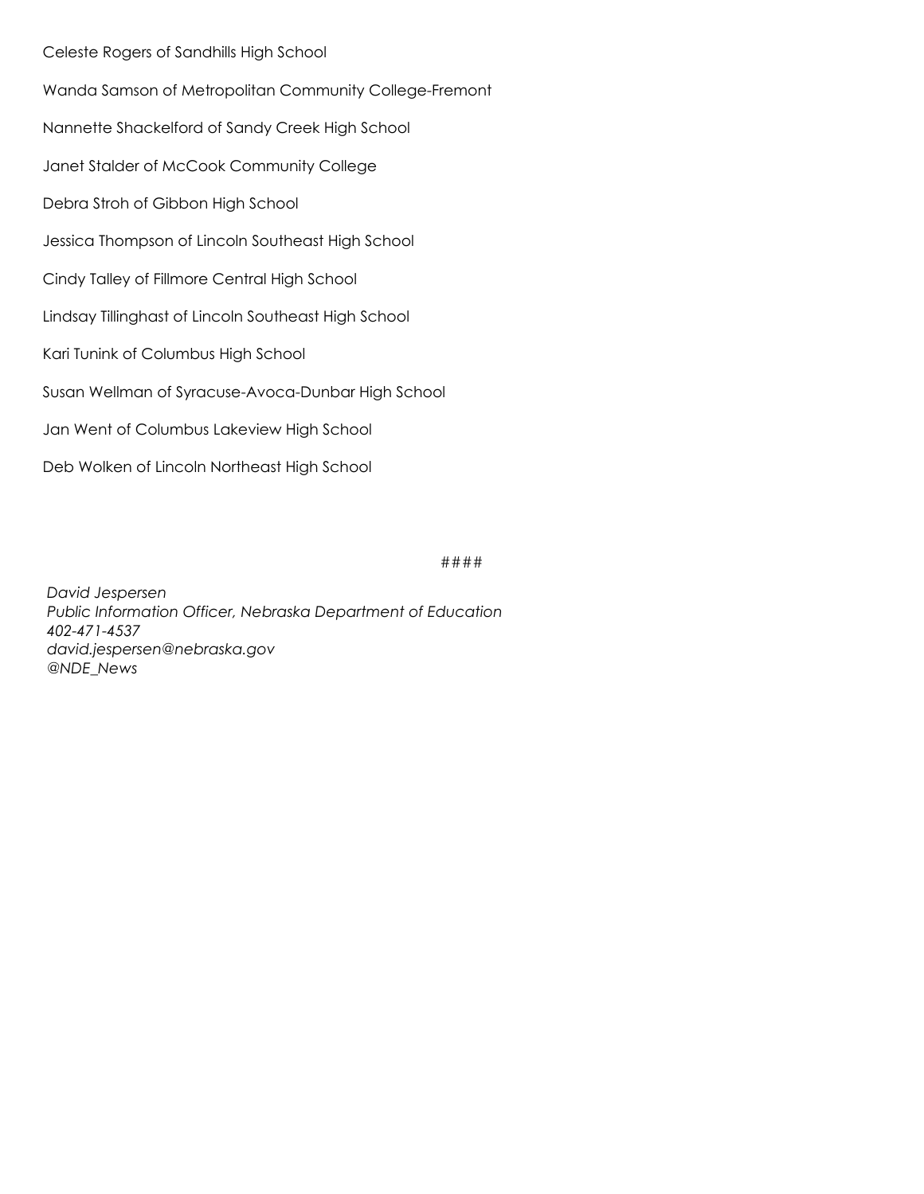Celeste Rogers of Sandhills High School

Wanda Samson of Metropolitan Community College-Fremont

Nannette Shackelford of Sandy Creek High School

Janet Stalder of McCook Community College

Debra Stroh of Gibbon High School

Jessica Thompson of Lincoln Southeast High School

Cindy Talley of Fillmore Central High School

Lindsay Tillinghast of Lincoln Southeast High School

Kari Tunink of Columbus High School

Susan Wellman of Syracuse-Avoca-Dunbar High School

Jan Went of Columbus Lakeview High School

Deb Wolken of Lincoln Northeast High School

####

*David Jespersen*
*Public Information Officer, Nebraska Department of Education*
*402-471-4537*
*david.jespersen@nebraska.gov*
*@NDE_News*